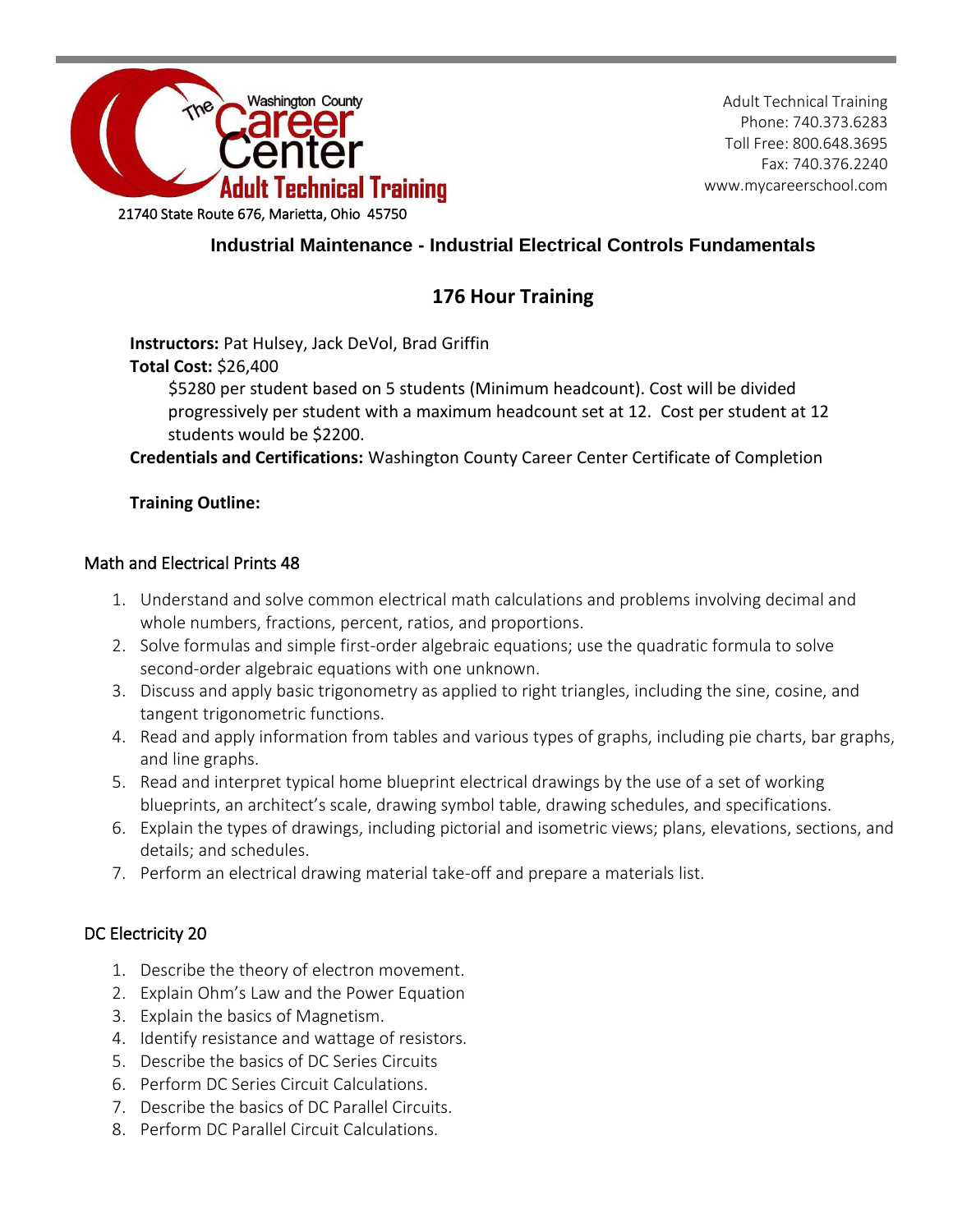The Washington County Career Center
Adult Technical Training

21740 State Route 676, Marietta, Ohio 45750

Adult Technical Training
Phone: 740.373.6283
Toll Free: 800.648.3695
Fax: 740.376.2240
www.mycareerschool.com

## Industrial Maintenance - Industrial Electrical Controls Fundamentals

## 176 Hour Training

**Instructors:** Pat Hulsey, Jack DeVol, Brad Griffin

**Total Cost:** $26,400

$5280 per student based on 5 students (Minimum headcount). Cost will be divided progressively per student with a maximum headcount set at 12. Cost per student at 12 students would be $2200.

**Credentials and Certifications:** Washington County Career Center Certificate of Completion

**Training Outline:**

### Math and Electrical Prints 48

1. Understand and solve common electrical math calculations and problems involving decimal and whole numbers, fractions, percent, ratios, and proportions.
2. Solve formulas and simple first-order algebraic equations; use the quadratic formula to solve second-order algebraic equations with one unknown.
3. Discuss and apply basic trigonometry as applied to right triangles, including the sine, cosine, and tangent trigonometric functions.
4. Read and apply information from tables and various types of graphs, including pie charts, bar graphs, and line graphs.
5. Read and interpret typical home blueprint electrical drawings by the use of a set of working blueprints, an architect's scale, drawing symbol table, drawing schedules, and specifications.
6. Explain the types of drawings, including pictorial and isometric views; plans, elevations, sections, and details; and schedules.
7. Perform an electrical drawing material take-off and prepare a materials list.

### DC Electricity 20

1. Describe the theory of electron movement.
2. Explain Ohm's Law and the Power Equation
3. Explain the basics of Magnetism.
4. Identify resistance and wattage of resistors.
5. Describe the basics of DC Series Circuits
6. Perform DC Series Circuit Calculations.
7. Describe the basics of DC Parallel Circuits.
8. Perform DC Parallel Circuit Calculations.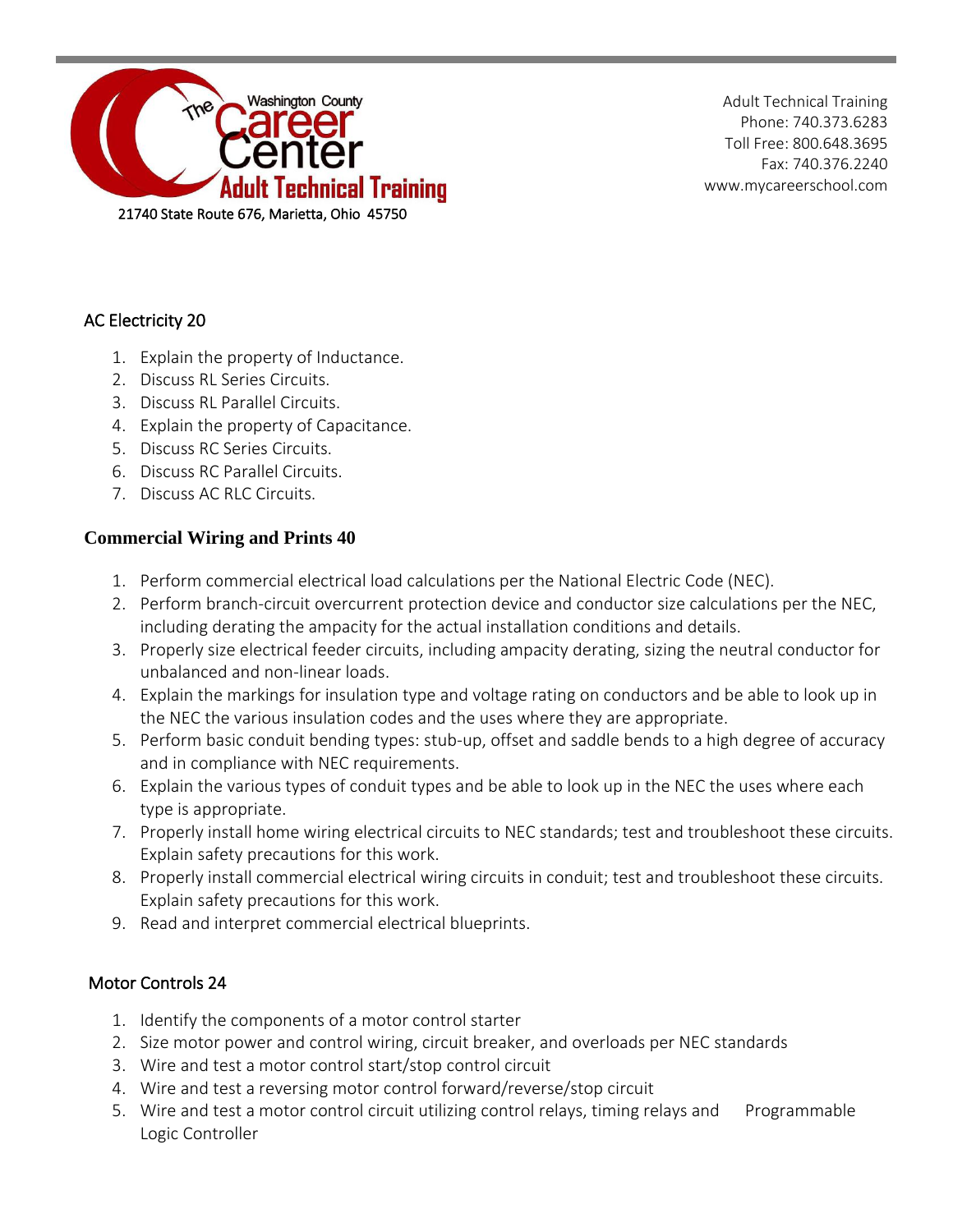## AC Electricity 20

1. Explain the property of Inductance.
2. Discuss RL Series Circuits.
3. Discuss RL Parallel Circuits.
4. Explain the property of Capacitance.
5. Discuss RC Series Circuits.
6. Discuss RC Parallel Circuits.
7. Discuss AC RLC Circuits.

## **Commercial Wiring and Prints 40**

1. Perform commercial electrical load calculations per the National Electric Code (NEC).
2. Perform branch-circuit overcurrent protection device and conductor size calculations per the NEC, including derating the ampacity for the actual installation conditions and details.
3. Properly size electrical feeder circuits, including ampacity derating, sizing the neutral conductor for unbalanced and non-linear loads.
4. Explain the markings for insulation type and voltage rating on conductors and be able to look up in the NEC the various insulation codes and the uses where they are appropriate.
5. Perform basic conduit bending types: stub-up, offset and saddle bends to a high degree of accuracy and in compliance with NEC requirements.
6. Explain the various types of conduit types and be able to look up in the NEC the uses where each type is appropriate.
7. Properly install home wiring electrical circuits to NEC standards; test and troubleshoot these circuits. Explain safety precautions for this work.
8. Properly install commercial electrical wiring circuits in conduit; test and troubleshoot these circuits. Explain safety precautions for this work.
9. Read and interpret commercial electrical blueprints.

## Motor Controls 24

1. Identify the components of a motor control starter
2. Size motor power and control wiring, circuit breaker, and overloads per NEC standards
3. Wire and test a motor control start/stop control circuit
4. Wire and test a reversing motor control forward/reverse/stop circuit
5. Wire and test a motor control circuit utilizing control relays, timing relays and Programmable Logic Controller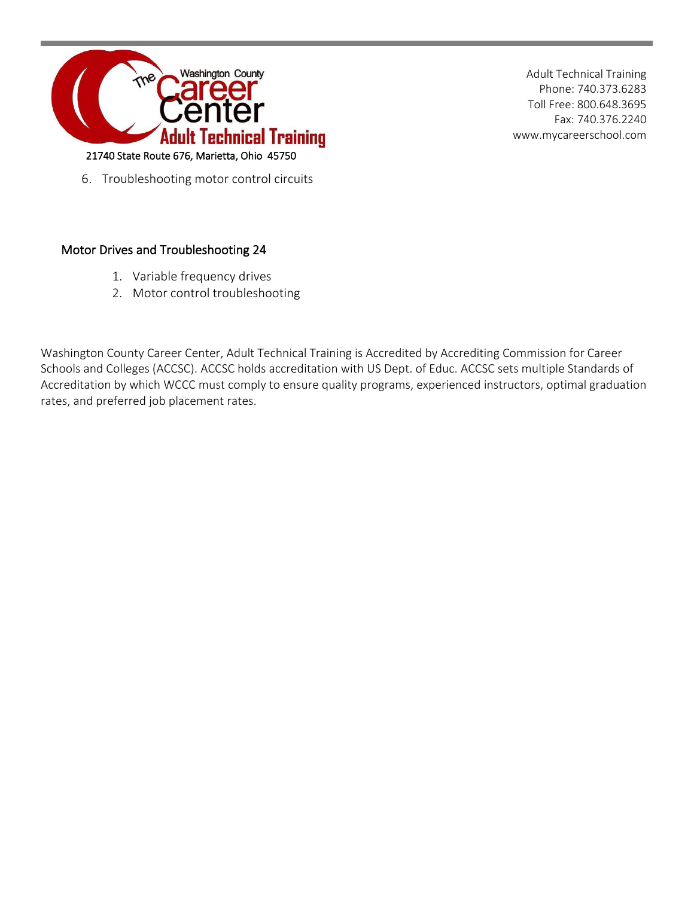6. Troubleshooting motor control circuits

### Motor Drives and Troubleshooting 24

1. Variable frequency drives
2. Motor control troubleshooting

Washington County Career Center, Adult Technical Training is Accredited by Accrediting Commission for Career Schools and Colleges (ACCSC). ACCSC holds accreditation with US Dept. of Educ. ACCSC sets multiple Standards of Accreditation by which WCCC must comply to ensure quality programs, experienced instructors, optimal graduation rates, and preferred job placement rates.